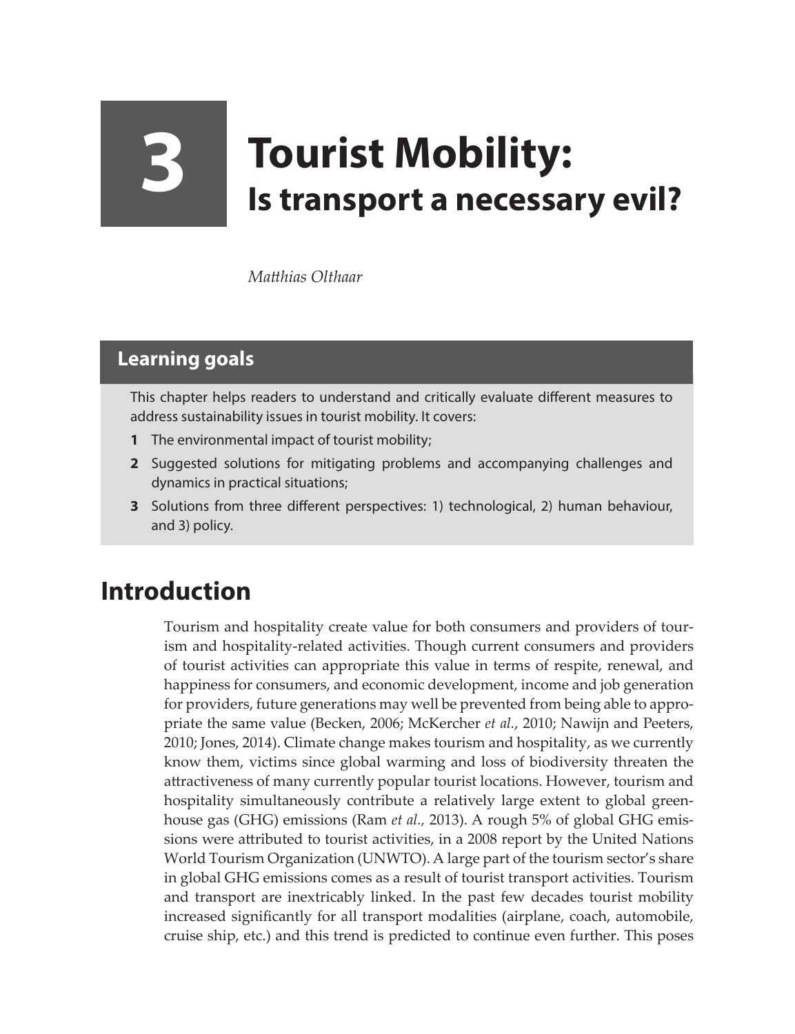# 3 Tourist Mobility: Is transport a necessary evil?

*Matthias Olthaar*

## Learning goals

This chapter helps readers to understand and critically evaluate different measures to address sustainability issues in tourist mobility. It covers:

1. The environmental impact of tourist mobility;
2. Suggested solutions for mitigating problems and accompanying challenges and dynamics in practical situations;
3. Solutions from three different perspectives: 1) technological, 2) human behaviour, and 3) policy.

## Introduction

Tourism and hospitality create value for both consumers and providers of tourism and hospitality-related activities. Though current consumers and providers of tourist activities can appropriate this value in terms of respite, renewal, and happiness for consumers, and economic development, income and job generation for providers, future generations may well be prevented from being able to appropriate the same value (Becken, 2006; McKercher *et al.*, 2010; Nawijn and Peeters, 2010; Jones, 2014). Climate change makes tourism and hospitality, as we currently know them, victims since global warming and loss of biodiversity threaten the attractiveness of many currently popular tourist locations. However, tourism and hospitality simultaneously contribute a relatively large extent to global greenhouse gas (GHG) emissions (Ram *et al.*, 2013). A rough 5% of global GHG emissions were attributed to tourist activities, in a 2008 report by the United Nations World Tourism Organization (UNWTO). A large part of the tourism sector's share in global GHG emissions comes as a result of tourist transport activities. Tourism and transport are inextricably linked. In the past few decades tourist mobility increased significantly for all transport modalities (airplane, coach, automobile, cruise ship, etc.) and this trend is predicted to continue even further. This poses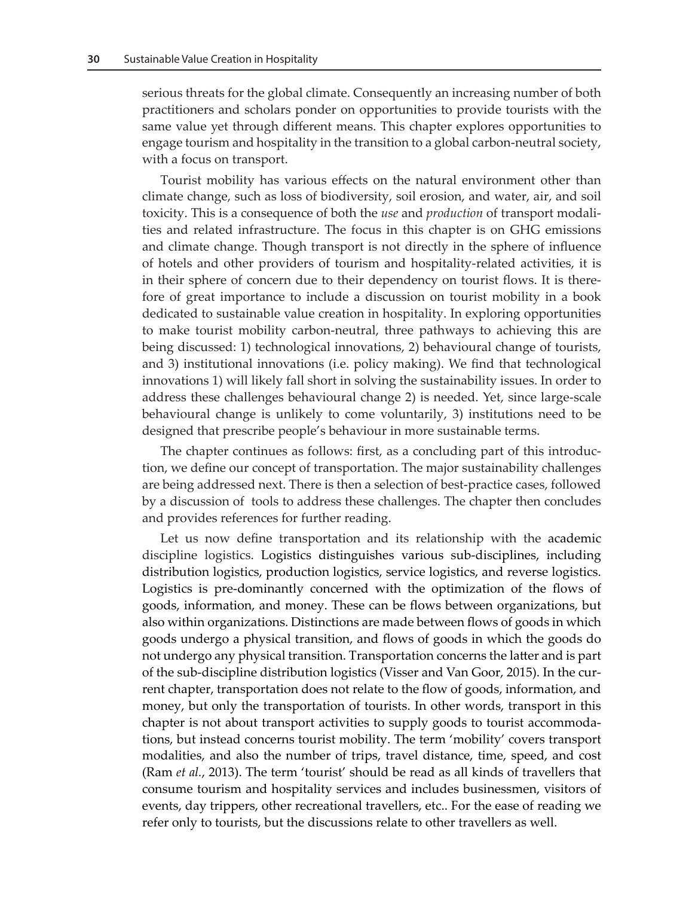serious threats for the global climate. Consequently an increasing number of both practitioners and scholars ponder on opportunities to provide tourists with the same value yet through different means. This chapter explores opportunities to engage tourism and hospitality in the transition to a global carbon-neutral society, with a focus on transport.

Tourist mobility has various effects on the natural environment other than climate change, such as loss of biodiversity, soil erosion, and water, air, and soil toxicity. This is a consequence of both the *use* and *production* of transport modalities and related infrastructure. The focus in this chapter is on GHG emissions and climate change. Though transport is not directly in the sphere of influence of hotels and other providers of tourism and hospitality-related activities, it is in their sphere of concern due to their dependency on tourist flows. It is therefore of great importance to include a discussion on tourist mobility in a book dedicated to sustainable value creation in hospitality. In exploring opportunities to make tourist mobility carbon-neutral, three pathways to achieving this are being discussed: 1) technological innovations, 2) behavioural change of tourists, and 3) institutional innovations (i.e. policy making). We find that technological innovations 1) will likely fall short in solving the sustainability issues. In order to address these challenges behavioural change 2) is needed. Yet, since large-scale behavioural change is unlikely to come voluntarily, 3) institutions need to be designed that prescribe people's behaviour in more sustainable terms.

The chapter continues as follows: first, as a concluding part of this introduction, we define our concept of transportation. The major sustainability challenges are being addressed next. There is then a selection of best-practice cases, followed by a discussion of tools to address these challenges. The chapter then concludes and provides references for further reading.

Let us now define transportation and its relationship with the academic discipline logistics. Logistics distinguishes various sub-disciplines, including distribution logistics, production logistics, service logistics, and reverse logistics. Logistics is pre-dominantly concerned with the optimization of the flows of goods, information, and money. These can be flows between organizations, but also within organizations. Distinctions are made between flows of goods in which goods undergo a physical transition, and flows of goods in which the goods do not undergo any physical transition. Transportation concerns the latter and is part of the sub-discipline distribution logistics (Visser and Van Goor, 2015). In the current chapter, transportation does not relate to the flow of goods, information, and money, but only the transportation of tourists. In other words, transport in this chapter is not about transport activities to supply goods to tourist accommodations, but instead concerns tourist mobility. The term 'mobility' covers transport modalities, and also the number of trips, travel distance, time, speed, and cost (Ram *et al.*, 2013). The term 'tourist' should be read as all kinds of travellers that consume tourism and hospitality services and includes businessmen, visitors of events, day trippers, other recreational travellers, etc.. For the ease of reading we refer only to tourists, but the discussions relate to other travellers as well.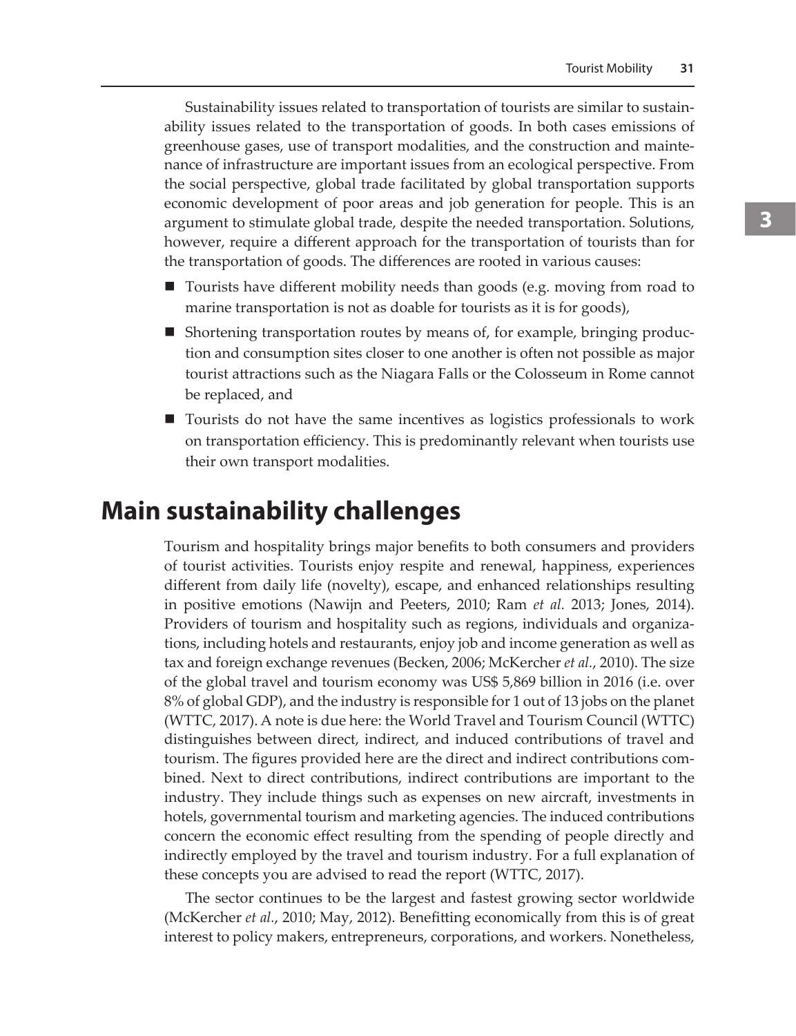Sustainability issues related to transportation of tourists are similar to sustainability issues related to the transportation of goods. In both cases emissions of greenhouse gases, use of transport modalities, and the construction and maintenance of infrastructure are important issues from an ecological perspective. From the social perspective, global trade facilitated by global transportation supports economic development of poor areas and job generation for people. This is an argument to stimulate global trade, despite the needed transportation. Solutions, however, require a different approach for the transportation of tourists than for the transportation of goods. The differences are rooted in various causes:

- Tourists have different mobility needs than goods (e.g. moving from road to marine transportation is not as doable for tourists as it is for goods),
- Shortening transportation routes by means of, for example, bringing production and consumption sites closer to one another is often not possible as major tourist attractions such as the Niagara Falls or the Colosseum in Rome cannot be replaced, and
- Tourists do not have the same incentives as logistics professionals to work on transportation efficiency. This is predominantly relevant when tourists use their own transport modalities.

## Main sustainability challenges

Tourism and hospitality brings major benefits to both consumers and providers of tourist activities. Tourists enjoy respite and renewal, happiness, experiences different from daily life (novelty), escape, and enhanced relationships resulting in positive emotions (Nawijn and Peeters, 2010; Ram *et al.* 2013; Jones, 2014). Providers of tourism and hospitality such as regions, individuals and organizations, including hotels and restaurants, enjoy job and income generation as well as tax and foreign exchange revenues (Becken, 2006; McKercher *et al.*, 2010). The size of the global travel and tourism economy was US$ 5,869 billion in 2016 (i.e. over 8% of global GDP), and the industry is responsible for 1 out of 13 jobs on the planet (WTTC, 2017). A note is due here: the World Travel and Tourism Council (WTTC) distinguishes between direct, indirect, and induced contributions of travel and tourism. The figures provided here are the direct and indirect contributions combined. Next to direct contributions, indirect contributions are important to the industry. They include things such as expenses on new aircraft, investments in hotels, governmental tourism and marketing agencies. The induced contributions concern the economic effect resulting from the spending of people directly and indirectly employed by the travel and tourism industry. For a full explanation of these concepts you are advised to read the report (WTTC, 2017).

The sector continues to be the largest and fastest growing sector worldwide (McKercher *et al.*, 2010; May, 2012). Benefitting economically from this is of great interest to policy makers, entrepreneurs, corporations, and workers. Nonetheless,